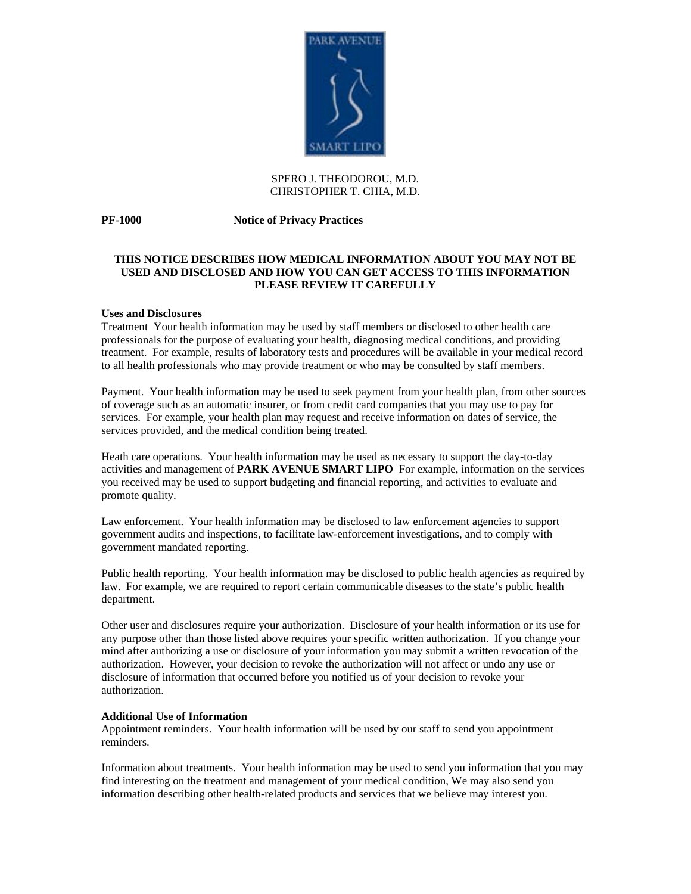SPERO J. THEODOROU, M.D.
CHRISTOPHER T. CHIA, M.D.

**PF-1000** **Notice of Privacy Practices**

**THIS NOTICE DESCRIBES HOW MEDICAL INFORMATION ABOUT YOU MAY NOT BE USED AND DISCLOSED AND HOW YOU CAN GET ACCESS TO THIS INFORMATION PLEASE REVIEW IT CAREFULLY**

**Uses and Disclosures**

Treatment Your health information may be used by staff members or disclosed to other health care professionals for the purpose of evaluating your health, diagnosing medical conditions, and providing treatment. For example, results of laboratory tests and procedures will be available in your medical record to all health professionals who may provide treatment or who may be consulted by staff members.

Payment. Your health information may be used to seek payment from your health plan, from other sources of coverage such as an automatic insurer, or from credit card companies that you may use to pay for services. For example, your health plan may request and receive information on dates of service, the services provided, and the medical condition being treated.

Heath care operations. Your health information may be used as necessary to support the day-to-day activities and management of **PARK AVENUE SMART LIPO** For example, information on the services you received may be used to support budgeting and financial reporting, and activities to evaluate and promote quality.

Law enforcement. Your health information may be disclosed to law enforcement agencies to support government audits and inspections, to facilitate law-enforcement investigations, and to comply with government mandated reporting.

Public health reporting. Your health information may be disclosed to public health agencies as required by law. For example, we are required to report certain communicable diseases to the state's public health department.

Other user and disclosures require your authorization. Disclosure of your health information or its use for any purpose other than those listed above requires your specific written authorization. If you change your mind after authorizing a use or disclosure of your information you may submit a written revocation of the authorization. However, your decision to revoke the authorization will not affect or undo any use or disclosure of information that occurred before you notified us of your decision to revoke your authorization.

**Additional Use of Information**

Appointment reminders. Your health information will be used by our staff to send you appointment reminders.

Information about treatments. Your health information may be used to send you information that you may find interesting on the treatment and management of your medical condition, We may also send you information describing other health-related products and services that we believe may interest you.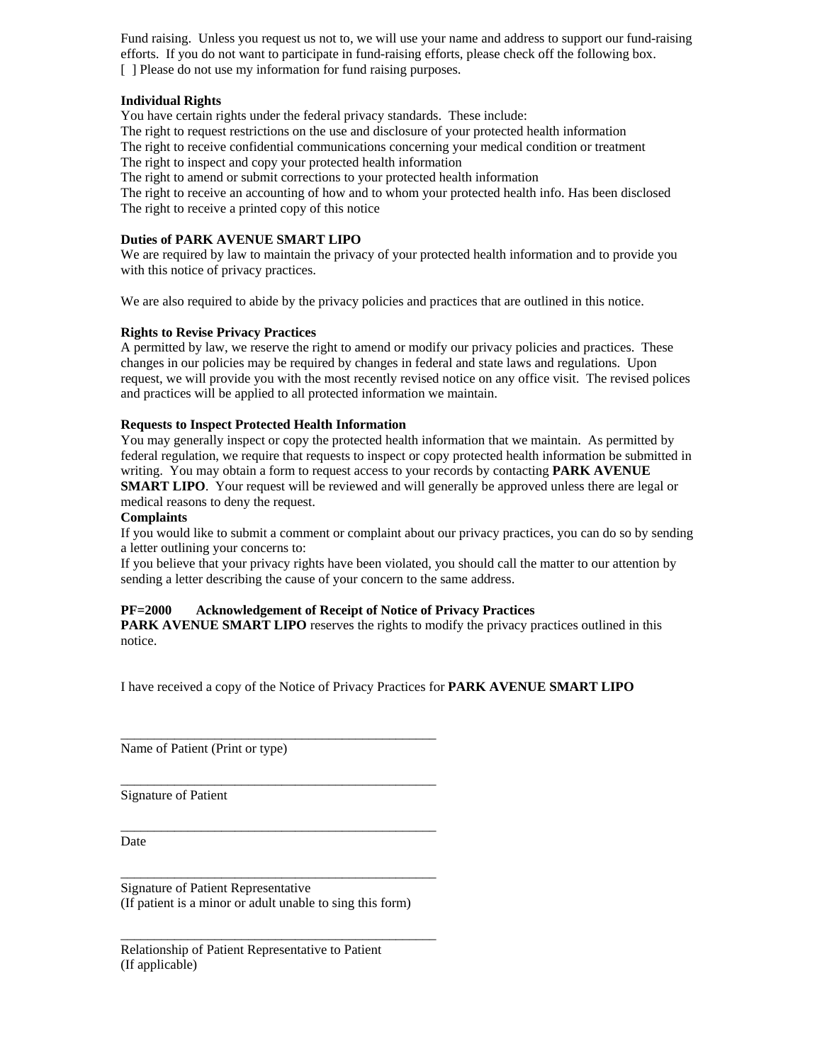Fund raising. Unless you request us not to, we will use your name and address to support our fund-raising efforts. If you do not want to participate in fund-raising efforts, please check off the following box.
[ ] Please do not use my information for fund raising purposes.

**Individual Rights**
You have certain rights under the federal privacy standards. These include:
The right to request restrictions on the use and disclosure of your protected health information
The right to receive confidential communications concerning your medical condition or treatment
The right to inspect and copy your protected health information
The right to amend or submit corrections to your protected health information
The right to receive an accounting of how and to whom your protected health info. Has been disclosed
The right to receive a printed copy of this notice

**Duties of PARK AVENUE SMART LIPO**
We are required by law to maintain the privacy of your protected health information and to provide you with this notice of privacy practices.

We are also required to abide by the privacy policies and practices that are outlined in this notice.

**Rights to Revise Privacy Practices**
A permitted by law, we reserve the right to amend or modify our privacy policies and practices. These changes in our policies may be required by changes in federal and state laws and regulations. Upon request, we will provide you with the most recently revised notice on any office visit. The revised polices and practices will be applied to all protected information we maintain.

**Requests to Inspect Protected Health Information**
You may generally inspect or copy the protected health information that we maintain. As permitted by federal regulation, we require that requests to inspect or copy protected health information be submitted in writing. You may obtain a form to request access to your records by contacting **PARK AVENUE SMART LIPO**. Your request will be reviewed and will generally be approved unless there are legal or medical reasons to deny the request.

**Complaints**
If you would like to submit a comment or complaint about our privacy practices, you can do so by sending a letter outlining your concerns to:
If you believe that your privacy rights have been violated, you should call the matter to our attention by sending a letter describing the cause of your concern to the same address.

**PF=2000 Acknowledgement of Receipt of Notice of Privacy Practices**
**PARK AVENUE SMART LIPO** reserves the rights to modify the privacy practices outlined in this notice.

I have received a copy of the Notice of Privacy Practices for **PARK AVENUE SMART LIPO**

_________________________________________________
Name of Patient (Print or type)

_________________________________________________
Signature of Patient

_________________________________________________
Date

_________________________________________________
Signature of Patient Representative
(If patient is a minor or adult unable to sing this form)

_________________________________________________
Relationship of Patient Representative to Patient
(If applicable)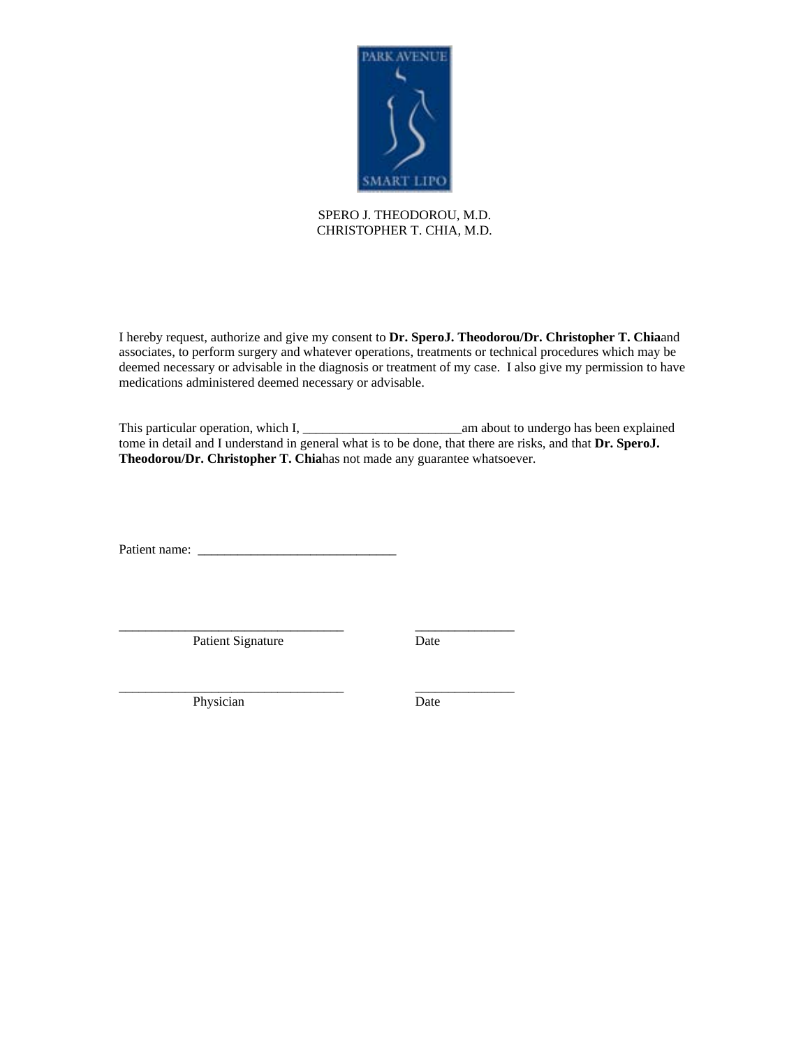PARK AVENUE SMART LIPO

SPERO J. THEODOROU, M.D.
CHRISTOPHER T. CHIA, M.D.

I hereby request, authorize and give my consent to **Dr. SperoJ. Theodorou/Dr. Christopher T. Chia**and associates, to perform surgery and whatever operations, treatments or technical procedures which may be deemed necessary or advisable in the diagnosis or treatment of my case. I also give my permission to have medications administered deemed necessary or advisable.

This particular operation, which I, ________________________am about to undergo has been explained tome in detail and I understand in general what is to be done, that there are risks, and that **Dr. SperoJ. Theodorou/Dr. Christopher T. Chia**has not made any guarantee whatsoever.

Patient name: ______________________________

__________________________________ _______________
Patient Signature Date

__________________________________ _______________
Physician Date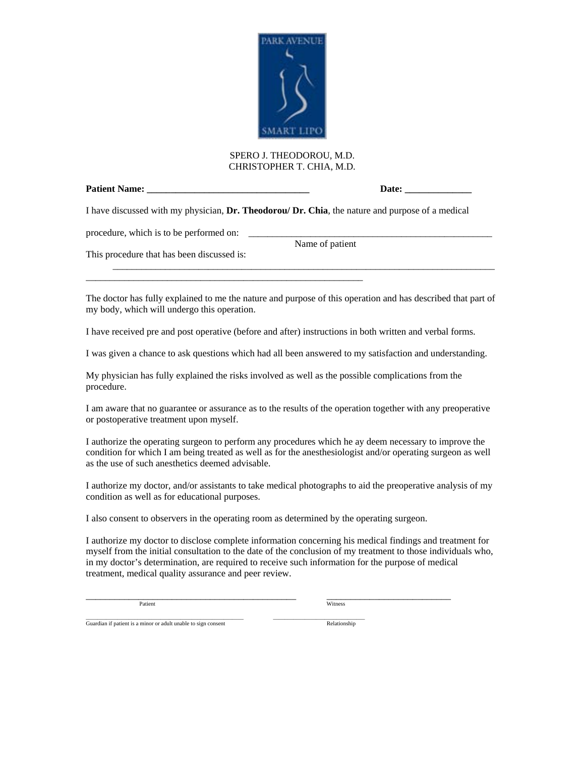PARK AVENUE SMART LIPO

SPERO J. THEODOROU, M.D.
CHRISTOPHER T. CHIA, M.D.

**Patient Name: __________________________________** **Date: ______________**

I have discussed with my physician, **Dr. Theodorou/ Dr. Chia**, the nature and purpose of a medical

procedure, which is to be performed on: _____________________________________________________
Name of patient

This procedure that has been discussed is:
_____________________________________________________________________________________
____________________________________________________________

The doctor has fully explained to me the nature and purpose of this operation and has described that part of my body, which will undergo this operation.

I have received pre and post operative (before and after) instructions in both written and verbal forms.

I was given a chance to ask questions which had all been answered to my satisfaction and understanding.

My physician has fully explained the risks involved as well as the possible complications from the procedure.

I am aware that no guarantee or assurance as to the results of the operation together with any preoperative or postoperative treatment upon myself.

I authorize the operating surgeon to perform any procedures which he ay deem necessary to improve the condition for which I am being treated as well as for the anesthesiologist and/or operating surgeon as well as the use of such anesthetics deemed advisable.

I authorize my doctor, and/or assistants to take medical photographs to aid the preoperative analysis of my condition as well as for educational purposes.

I also consent to observers in the operating room as determined by the operating surgeon.

I authorize my doctor to disclose complete information concerning his medical findings and treatment for myself from the initial consultation to the date of the conclusion of my treatment to those individuals who, in my doctor's determination, are required to receive such information for the purpose of medical treatment, medical quality assurance and peer review.

_______________________________________________ ____________________________
Patient Witness

_______________________________________________ ____________________________
Guardian if patient is a minor or adult unable to sign consent Relationship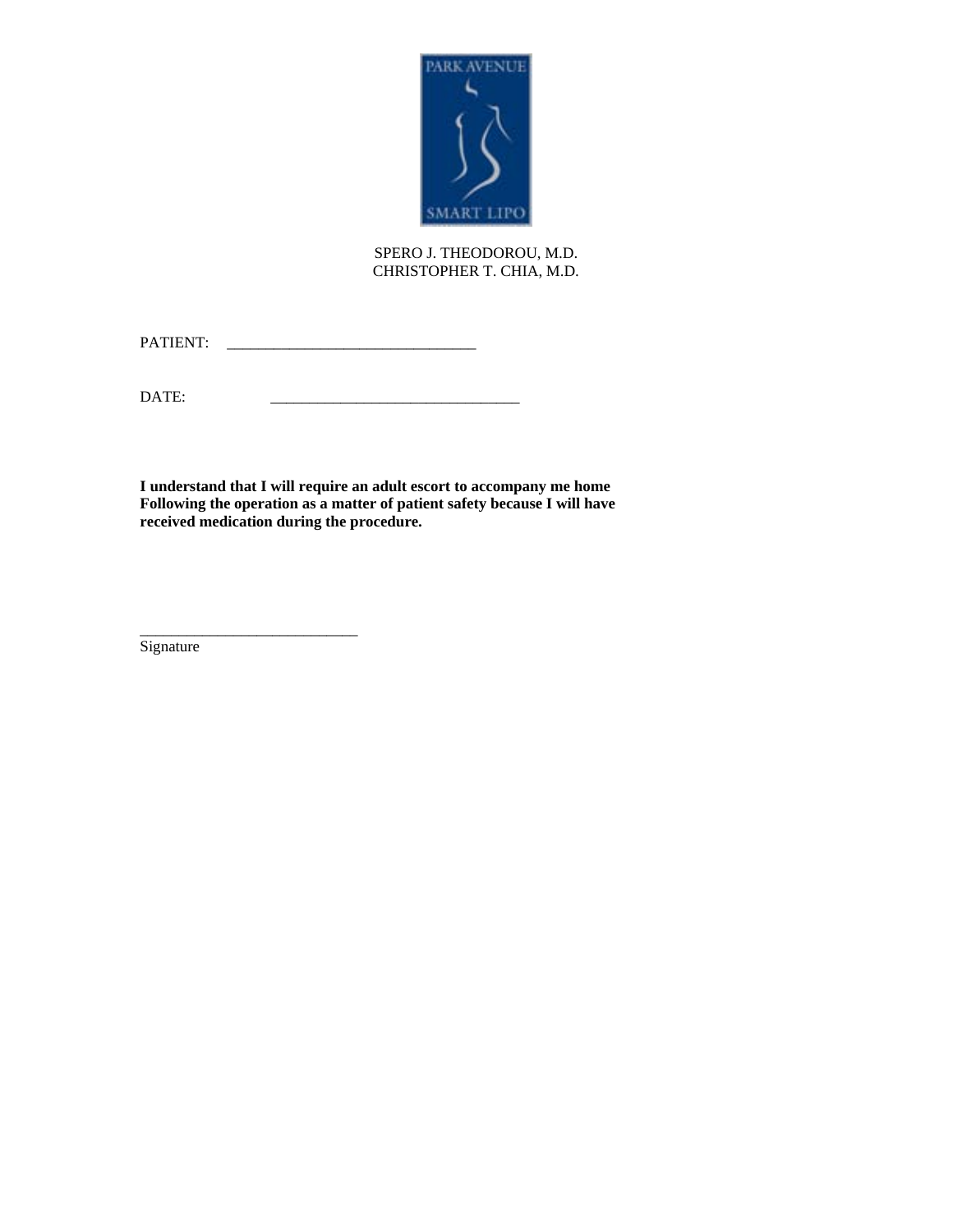PARK AVENUE SMART LIPO

SPERO J. THEODOROU, M.D.
CHRISTOPHER T. CHIA, M.D.

PATIENT: ________________________________

DATE: ________________________________

**I understand that I will require an adult escort to accompany me home Following the operation as a matter of patient safety because I will have received medication during the procedure.**

____________________________
Signature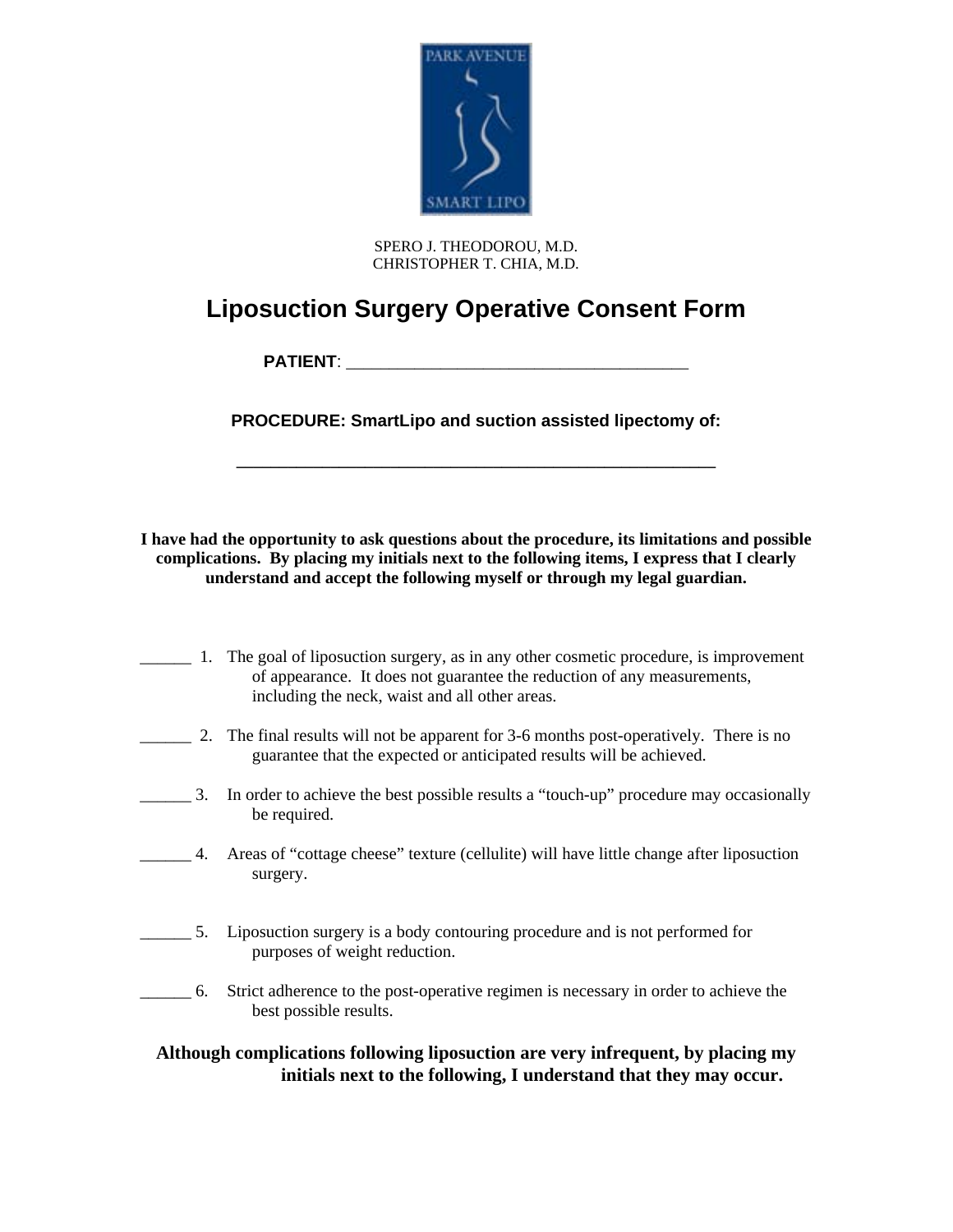PARK AVENUE SMART LIPO

SPERO J. THEODOROU, M.D.
CHRISTOPHER T. CHIA, M.D.

# Liposuction Surgery Operative Consent Form

**PATIENT**: ________________________________________

**PROCEDURE: SmartLipo and suction assisted lipectomy of:**

________________________________________________________

**I have had the opportunity to ask questions about the procedure, its limitations and possible complications. By placing my initials next to the following items, I express that I clearly understand and accept the following myself or through my legal guardian.**

______ 1. The goal of liposuction surgery, as in any other cosmetic procedure, is improvement of appearance. It does not guarantee the reduction of any measurements, including the neck, waist and all other areas.

______ 2. The final results will not be apparent for 3-6 months post-operatively. There is no guarantee that the expected or anticipated results will be achieved.

______ 3. In order to achieve the best possible results a "touch-up" procedure may occasionally be required.

______ 4. Areas of "cottage cheese" texture (cellulite) will have little change after liposuction surgery.

______ 5. Liposuction surgery is a body contouring procedure and is not performed for purposes of weight reduction.

______ 6. Strict adherence to the post-operative regimen is necessary in order to achieve the best possible results.

**Although complications following liposuction are very infrequent, by placing my initials next to the following, I understand that they may occur.**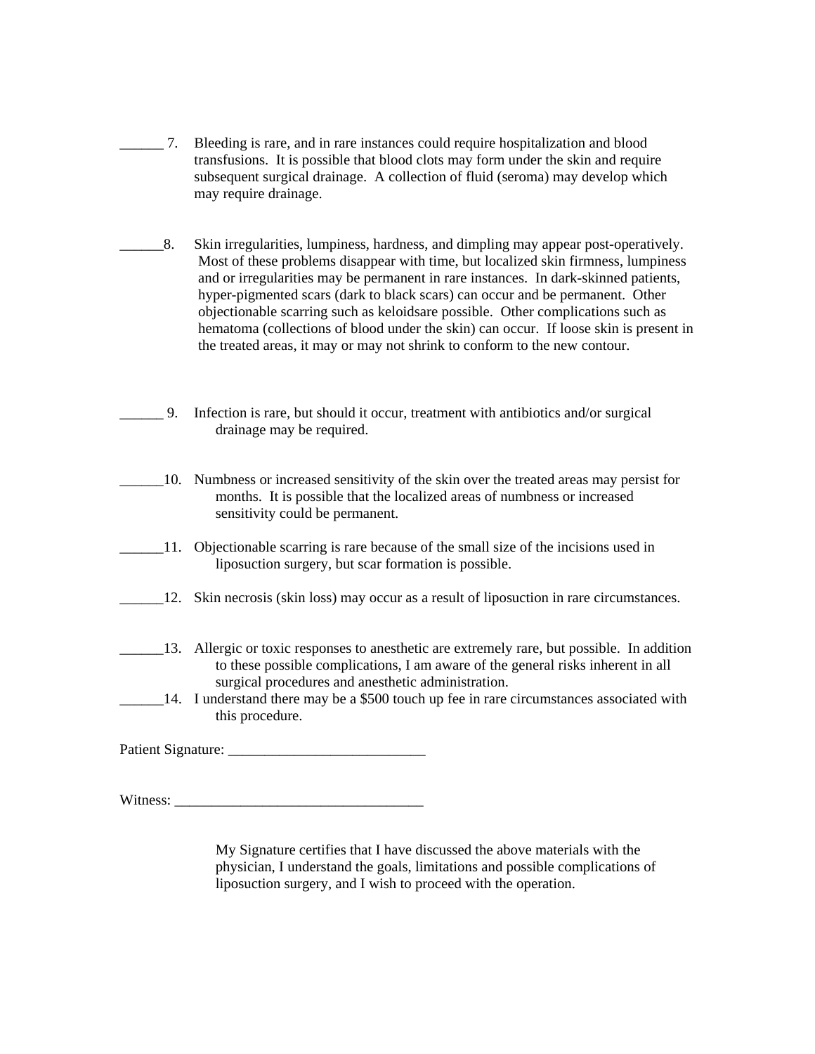______ 7. Bleeding is rare, and in rare instances could require hospitalization and blood transfusions. It is possible that blood clots may form under the skin and require subsequent surgical drainage. A collection of fluid (seroma) may develop which may require drainage.

______8. Skin irregularities, lumpiness, hardness, and dimpling may appear post-operatively. Most of these problems disappear with time, but localized skin firmness, lumpiness and or irregularities may be permanent in rare instances. In dark-skinned patients, hyper-pigmented scars (dark to black scars) can occur and be permanent. Other objectionable scarring such as keloidsare possible. Other complications such as hematoma (collections of blood under the skin) can occur. If loose skin is present in the treated areas, it may or may not shrink to conform to the new contour.

______ 9. Infection is rare, but should it occur, treatment with antibiotics and/or surgical drainage may be required.

______10. Numbness or increased sensitivity of the skin over the treated areas may persist for months. It is possible that the localized areas of numbness or increased sensitivity could be permanent.

______11. Objectionable scarring is rare because of the small size of the incisions used in liposuction surgery, but scar formation is possible.

______12. Skin necrosis (skin loss) may occur as a result of liposuction in rare circumstances.

______13. Allergic or toxic responses to anesthetic are extremely rare, but possible. In addition to these possible complications, I am aware of the general risks inherent in all surgical procedures and anesthetic administration.

______14. I understand there may be a $500 touch up fee in rare circumstances associated with this procedure.

Patient Signature: ___________________________

Witness: __________________________________

My Signature certifies that I have discussed the above materials with the physician, I understand the goals, limitations and possible complications of liposuction surgery, and I wish to proceed with the operation.